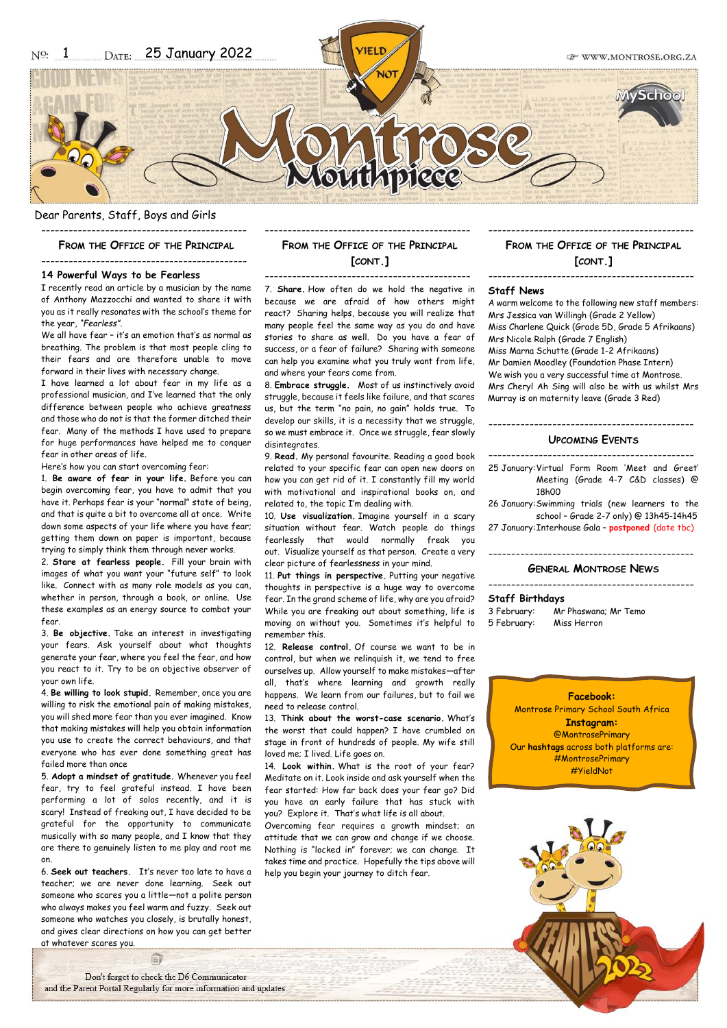No: 1 Date: 25 January 2022

# Montrose Mouthpiece

Dear Parents, Staff, Boys and Girls

## From the Office of the Principal

### 14 Powerful Ways to be Fearless

I recently read an article by a musician by the name of Anthony Mazzocchi and wanted to share it with you as it really resonates with the school's theme for the year, *"Fearless"*.

We all have fear – it's an emotion that's as normal as breathing. The problem is that most people cling to their fears and are therefore unable to move forward in their lives with necessary change.

I have learned a lot about fear in my life as a professional musician, and I've learned that the only difference between people who achieve greatness and those who do not is that the former ditched their fear. Many of the methods I have used to prepare for huge performances have helped me to conquer fear in other areas of life.

Here's how you can start overcoming fear:

1. **Be aware of fear in your life.** Before you can begin overcoming fear, you have to admit that you have it. Perhaps fear is your "normal" state of being, and that is quite a bit to overcome all at once. Write down some aspects of your life where you have fear; getting them down on paper is important, because trying to simply think them through never works.
2. **Stare at fearless people.** Fill your brain with images of what you want your "future self" to look like. Connect with as many role models as you can, whether in person, through a book, or online. Use these examples as an energy source to combat your fear.
3. **Be objective.** Take an interest in investigating your fears. Ask yourself about what thoughts generate your fear, where you feel the fear, and how you react to it. Try to be an objective observer of your own life.
4. **Be willing to look stupid.** Remember, once you are willing to risk the emotional pain of making mistakes, you will shed more fear than you ever imagined. Know that making mistakes will help you obtain information you use to create the correct behaviours, and that everyone who has ever done something great has failed more than once
5. **Adopt a mindset of gratitude.** Whenever you feel fear, try to feel grateful instead. I have been performing a lot of solos recently, and it is scary! Instead of freaking out, I have decided to be grateful for the opportunity to communicate musically with so many people, and I know that they are there to genuinely listen to me play and root me on.
6. **Seek out teachers.** It's never too late to have a teacher; we are never done learning. Seek out someone who scares you a little—not a polite person who always makes you feel warm and fuzzy. Seek out someone who watches you closely, is brutally honest, and gives clear directions on how you can get better at whatever scares you.
7. **Share.** How often do we hold the negative in because we are afraid of how others might react? Sharing helps, because you will realize that many people feel the same way as you do and have stories to share as well. Do you have a fear of success, or a fear of failure? Sharing with someone can help you examine what you truly want from life, and where your fears come from.
8. **Embrace struggle.** Most of us instinctively avoid struggle, because it feels like failure, and that scares us, but the term "no pain, no gain" holds true. To develop our skills, it is a necessity that we struggle, so we must embrace it. Once we struggle, fear slowly disintegrates.
9. **Read.** My personal favourite. Reading a good book related to your specific fear can open new doors on how you can get rid of it. I constantly fill my world with motivational and inspirational books on, and related to, the topic I'm dealing with.
10. **Use visualization.** Imagine yourself in a scary situation without fear. Watch people do things fearlessly that would normally freak you out. Visualize yourself as that person. Create a very clear picture of fearlessness in your mind.
11. **Put things in perspective.** Putting your negative thoughts in perspective is a huge way to overcome fear. In the grand scheme of life, why are you afraid? While you are freaking out about something, life is moving on without you. Sometimes it's helpful to remember this.
12. **Release control.** Of course we want to be in control, but when we relinquish it, we tend to free ourselves up. Allow yourself to make mistakes—after all, that's where learning and growth really happens. We learn from our failures, but to fail we need to release control.
13. **Think about the worst-case scenario.** What's the worst that could happen? I have crumbled on stage in front of hundreds of people. My wife still loved me; I lived. Life goes on.
14. **Look within.** What is the root of your fear? Meditate on it. Look inside and ask yourself when the fear started: How far back does your fear go? Did you have an early failure that has stuck with you? Explore it. That's what life is all about.

Overcoming fear requires a growth mindset; an attitude that we can grow and change if we choose. Nothing is "locked in" forever; we can change. It takes time and practice. Hopefully the tips above will help you begin your journey to ditch fear.

### Staff News

A warm welcome to the following new staff members:

Mrs Jessica van Willingh (Grade 2 Yellow)
Miss Charlene Quick (Grade 5D, Grade 5 Afrikaans)
Mrs Nicole Ralph (Grade 7 English)
Miss Marna Schutte (Grade 1-2 Afrikaans)
Mr Damien Moodley (Foundation Phase Intern)

We wish you a very successful time at Montrose.

Mrs Cheryl Ah Sing will also be with us whilst Mrs Murray is on maternity leave (Grade 3 Red)

## Upcoming Events

25 January: Virtual Form Room 'Meet and Greet' Meeting (Grade 4-7 C&D classes) @ 18h00
26 January: Swimming trials (new learners to the school – Grade 2-7 only) @ 13h45-14h45
27 January: Interhouse Gala – **postponed** (date tbc)

## General Montrose News

### Staff Birthdays

3 February: Mr Phaswana; Mr Temo
5 February: Miss Herron

**Facebook:**
Montrose Primary School South Africa
**Instagram:**
@MontrosePrimary
Our **hashtags** across both platforms are:
#MontrosePrimary
#YieldNot

Don't forget to check the D6 Communicator and the Parent Portal Regularly for more information and updates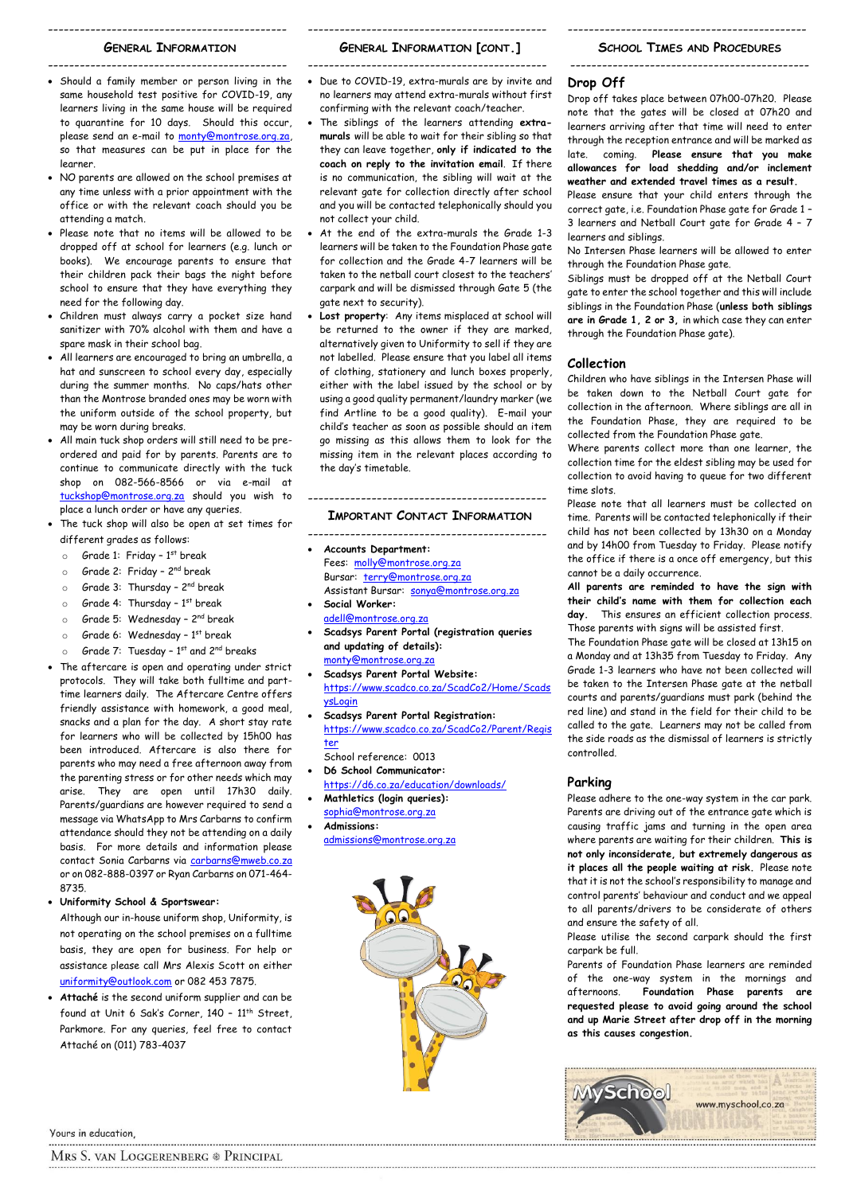## General Information

- Should a family member or person living in the same household test positive for COVID-19, any learners living in the same house will be required to quarantine for 10 days. Should this occur, please send an e-mail to monty@montrose.org.za, so that measures can be put in place for the learner.
- NO parents are allowed on the school premises at any time unless with a prior appointment with the office or with the relevant coach should you be attending a match.
- Please note that no items will be allowed to be dropped off at school for learners (e.g. lunch or books). We encourage parents to ensure that their children pack their bags the night before school to ensure that they have everything they need for the following day.
- Children must always carry a pocket size hand sanitizer with 70% alcohol with them and have a spare mask in their school bag.
- All learners are encouraged to bring an umbrella, a hat and sunscreen to school every day, especially during the summer months. No caps/hats other than the Montrose branded ones may be worn with the uniform outside of the school property, but may be worn during breaks.
- All main tuck shop orders will still need to be pre-ordered and paid for by parents. Parents are to continue to communicate directly with the tuck shop on 082-566-8566 or via e-mail at tuckshop@montrose.org.za should you wish to place a lunch order or have any queries.
- The tuck shop will also be open at set times for different grades as follows:
  - Grade 1: Friday – 1st break
  - Grade 2: Friday – 2nd break
  - Grade 3: Thursday – 2nd break
  - Grade 4: Thursday – 1st break
  - Grade 5: Wednesday – 2nd break
  - Grade 6: Wednesday – 1st break
  - Grade 7: Tuesday – 1st and 2nd breaks
- The aftercare is open and operating under strict protocols. They will take both fulltime and part-time learners daily. The Aftercare Centre offers friendly assistance with homework, a good meal, snacks and a plan for the day. A short stay rate for learners who will be collected by 15h00 has been introduced. Aftercare is also there for parents who may need a free afternoon away from the parenting stress or for other needs which may arise. They are open until 17h30 daily. Parents/guardians are however required to send a message via WhatsApp to Mrs Carbarns to confirm attendance should they not be attending on a daily basis. For more details and information please contact Sonia Carbarns via carbarns@mweb.co.za or on 082-888-0397 or Ryan Carbarns on 071-464-8735.
- **Uniformity School & Sportswear:**
  Although our in-house uniform shop, Uniformity, is not operating on the school premises on a fulltime basis, they are open for business. For help or assistance please call Mrs Alexis Scott on either uniformity@outlook.com or 082 453 7875.
- **Attaché** is the second uniform supplier and can be found at Unit 6 Sak's Corner, 140 – 11th Street, Parkmore. For any queries, feel free to contact Attaché on (011) 783-4037

## General Information [cont.]

- Due to COVID-19, extra-murals are by invite and no learners may attend extra-murals without first confirming with the relevant coach/teacher.
- The siblings of the learners attending **extra-murals** will be able to wait for their sibling so that they can leave together, **only if indicated to the coach on reply to the invitation email**. If there is no communication, the sibling will wait at the relevant gate for collection directly after school and you will be contacted telephonically should you not collect your child.
- At the end of the extra-murals the Grade 1-3 learners will be taken to the Foundation Phase gate for collection and the Grade 4-7 learners will be taken to the netball court closest to the teachers' carpark and will be dismissed through Gate 5 (the gate next to security).
- **Lost property**: Any items misplaced at school will be returned to the owner if they are marked, alternatively given to Uniformity to sell if they are not labelled. Please ensure that you label all items of clothing, stationery and lunch boxes properly, either with the label issued by the school or by using a good quality permanent/laundry marker (we find Artline to be a good quality). E-mail your child's teacher as soon as possible should an item go missing as this allows them to look for the missing item in the relevant places according to the day's timetable.

## Important Contact Information

- **Accounts Department:**
  Fees: molly@montrose.org.za
  Bursar: terry@montrose.org.za
  Assistant Bursar: sonya@montrose.org.za
- **Social Worker:**
  adell@montrose.org.za
- **Scadsys Parent Portal (registration queries and updating of details):**
  monty@montrose.org.za
- **Scadsys Parent Portal Website:**
  https://www.scadco.co.za/ScadCo2/Home/ScadsysLogin
- **Scadsys Parent Portal Registration:**
  https://www.scadco.co.za/ScadCo2/Parent/Register
  School reference: 0013
- **D6 School Communicator:**
  https://d6.co.za/education/downloads/
- **Mathletics (login queries):**
  sophia@montrose.org.za
- **Admissions:**
  admissions@montrose.org.za

## School Times and Procedures

### Drop Off

Drop off takes place between 07h00-07h20. Please note that the gates will be closed at 07h20 and learners arriving after that time will need to enter through the reception entrance and will be marked as late. coming. **Please ensure that you make allowances for load shedding and/or inclement weather and extended travel times as a result.**
Please ensure that your child enters through the correct gate, i.e. Foundation Phase gate for Grade 1 – 3 learners and Netball Court gate for Grade 4 – 7 learners and siblings.
No Intersen Phase learners will be allowed to enter through the Foundation Phase gate.
Siblings must be dropped off at the Netball Court gate to enter the school together and this will include siblings in the Foundation Phase (**unless both siblings are in Grade 1, 2 or 3**, in which case they can enter through the Foundation Phase gate).

### Collection

Children who have siblings in the Intersen Phase will be taken down to the Netball Court gate for collection in the afternoon. Where siblings are all in the Foundation Phase, they are required to be collected from the Foundation Phase gate.
Where parents collect more than one learner, the collection time for the eldest sibling may be used for collection to avoid having to queue for two different time slots.
Please note that all learners must be collected on time. Parents will be contacted telephonically if their child has not been collected by 13h30 on a Monday and by 14h00 from Tuesday to Friday. Please notify the office if there is a once off emergency, but this cannot be a daily occurrence.
**All parents are reminded to have the sign with their child's name with them for collection each day.** This ensures an efficient collection process. Those parents with signs will be assisted first.
The Foundation Phase gate will be closed at 13h15 on a Monday and at 13h35 from Tuesday to Friday. Any Grade 1-3 learners who have not been collected will be taken to the Intersen Phase gate at the netball courts and parents/guardians must park (behind the red line) and stand in the field for their child to be called to the gate. Learners may not be called from the side roads as the dismissal of learners is strictly controlled.

### Parking

Please adhere to the one-way system in the car park. Parents are driving out of the entrance gate which is causing traffic jams and turning in the open area where parents are waiting for their children. **This is not only inconsiderate, but extremely dangerous as it places all the people waiting at risk.** Please note that it is not the school's responsibility to manage and control parents' behaviour and conduct and we appeal to all parents/drivers to be considerate of others and ensure the safety of all.
Please utilise the second carpark should the first carpark be full.
Parents of Foundation Phase learners are reminded of the one-way system in the mornings and afternoons. **Foundation Phase parents are requested please to avoid going around the school and up Marie Street after drop off in the morning as this causes congestion.**

MySchool www.myschool.co.za

Yours in education,

Mrs S. van Loggerenberg ❁ Principal